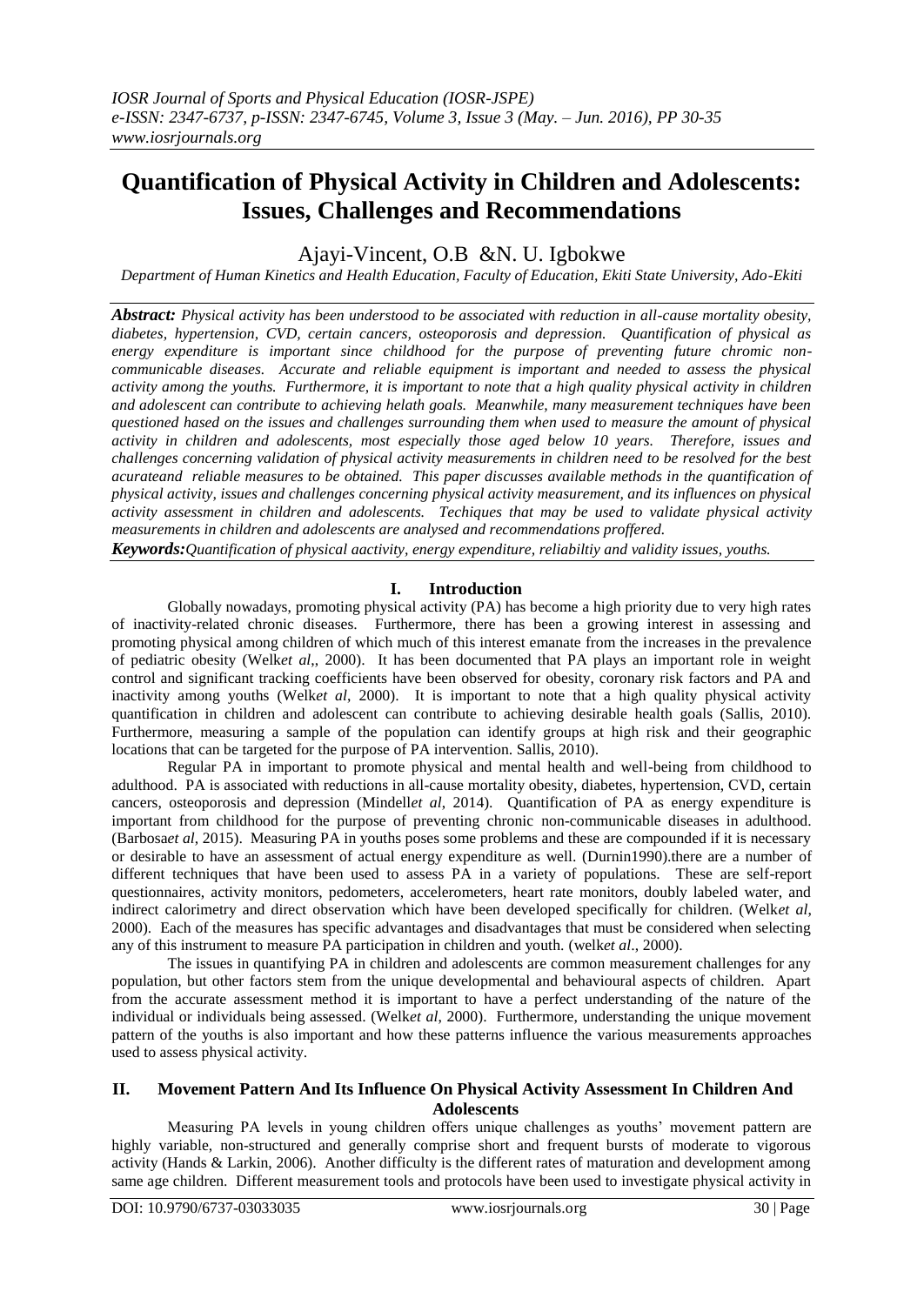# Quantification of Physical Activity in Children and Adolescents: Issues, Challenges and Recommendations

Ajayi-Vincent, O.B &N. U. Igbokwe

*Department of Human Kinetics and Health Education, Faculty of Education, Ekiti State University, Ado-Ekiti*

***Abstract:*** *Physical activity has been understood to be associated with reduction in all-cause mortality obesity, diabetes, hypertension, CVD, certain cancers, osteoporosis and depression. Quantification of physical as energy expenditure is important since childhood for the purpose of preventing future chromic non-communicable diseases. Accurate and reliable equipment is important and needed to assess the physical activity among the youths. Furthermore, it is important to note that a high quality physical activity in children and adolescent can contribute to achieving helath goals. Meanwhile, many measurement techniques have been questioned based on the issues and challenges surrounding them when used to measure the amount of physical activity in children and adolescents, most especially those aged below 10 years. Therefore, issues and challenges concerning validation of physical activity measurements in children need to be resolved for the best acurateand reliable measures to be obtained. This paper discusses available methods in the quantification of physical activity, issues and challenges concerning physical activity measurement, and its influences on physical activity assessment in children and adolescents. Techiques that may be used to validate physical activity measurements in children and adolescents are analysed and recommendations proffered.*

***Keywords:****Quantification of physical aactivity, energy expenditure, reliabiltiy and validity issues, youths.*

## I. Introduction

Globally nowadays, promoting physical activity (PA) has become a high priority due to very high rates of inactivity-related chronic diseases. Furthermore, there has been a growing interest in assessing and promoting physical among children of which much of this interest emanate from the increases in the prevalence of pediatric obesity (Welk*et al*,, 2000). It has been documented that PA plays an important role in weight control and significant tracking coefficients have been observed for obesity, coronary risk factors and PA and inactivity among youths (Welk*et al*, 2000). It is important to note that a high quality physical activity quantification in children and adolescent can contribute to achieving desirable health goals (Sallis, 2010). Furthermore, measuring a sample of the population can identify groups at high risk and their geographic locations that can be targeted for the purpose of PA intervention. Sallis, 2010).

Regular PA in important to promote physical and mental health and well-being from childhood to adulthood. PA is associated with reductions in all-cause mortality obesity, diabetes, hypertension, CVD, certain cancers, osteoporosis and depression (Mindell*et al*, 2014). Quantification of PA as energy expenditure is important from childhood for the purpose of preventing chronic non-communicable diseases in adulthood. (Barbosa*et al*, 2015). Measuring PA in youths poses some problems and these are compounded if it is necessary or desirable to have an assessment of actual energy expenditure as well. (Durnin1990).there are a number of different techniques that have been used to assess PA in a variety of populations. These are self-report questionnaires, activity monitors, pedometers, accelerometers, heart rate monitors, doubly labeled water, and indirect calorimetry and direct observation which have been developed specifically for children. (Welk*et al*, 2000). Each of the measures has specific advantages and disadvantages that must be considered when selecting any of this instrument to measure PA participation in children and youth. (welk*et al*., 2000).

The issues in quantifying PA in children and adolescents are common measurement challenges for any population, but other factors stem from the unique developmental and behavioural aspects of children. Apart from the accurate assessment method it is important to have a perfect understanding of the nature of the individual or individuals being assessed. (Welk*et al*, 2000). Furthermore, understanding the unique movement pattern of the youths is also important and how these patterns influence the various measurements approaches used to assess physical activity.

## II. Movement Pattern And Its Influence On Physical Activity Assessment In Children And Adolescents

Measuring PA levels in young children offers unique challenges as youths' movement pattern are highly variable, non-structured and generally comprise short and frequent bursts of moderate to vigorous activity (Hands & Larkin, 2006). Another difficulty is the different rates of maturation and development among same age children. Different measurement tools and protocols have been used to investigate physical activity in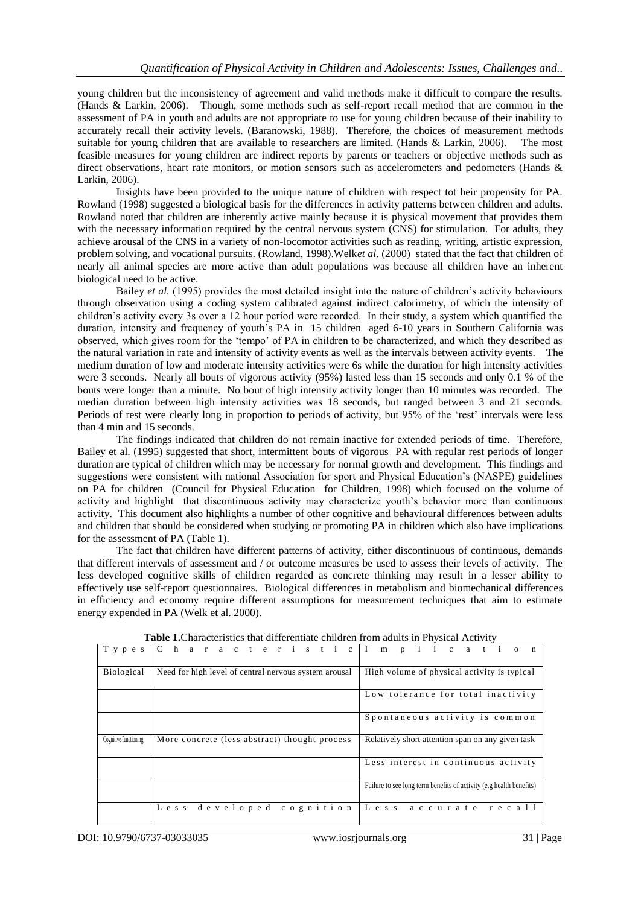young children but the inconsistency of agreement and valid methods make it difficult to compare the results. (Hands & Larkin, 2006). Though, some methods such as self-report recall method that are common in the assessment of PA in youth and adults are not appropriate to use for young children because of their inability to accurately recall their activity levels. (Baranowski, 1988). Therefore, the choices of measurement methods suitable for young children that are available to researchers are limited. (Hands & Larkin, 2006). The most feasible measures for young children are indirect reports by parents or teachers or objective methods such as direct observations, heart rate monitors, or motion sensors such as accelerometers and pedometers (Hands & Larkin, 2006).

Insights have been provided to the unique nature of children with respect tot heir propensity for PA. Rowland (1998) suggested a biological basis for the differences in activity patterns between children and adults. Rowland noted that children are inherently active mainly because it is physical movement that provides them with the necessary information required by the central nervous system (CNS) for stimulation. For adults, they achieve arousal of the CNS in a variety of non-locomotor activities such as reading, writing, artistic expression, problem solving, and vocational pursuits. (Rowland, 1998).Welk*et al*. (2000) stated that the fact that children of nearly all animal species are more active than adult populations was because all children have an inherent biological need to be active.

Bailey *et al.* (1995) provides the most detailed insight into the nature of children's activity behaviours through observation using a coding system calibrated against indirect calorimetry, of which the intensity of children's activity every 3s over a 12 hour period were recorded. In their study, a system which quantified the duration, intensity and frequency of youth's PA in 15 children aged 6-10 years in Southern California was observed, which gives room for the 'tempo' of PA in children to be characterized, and which they described as the natural variation in rate and intensity of activity events as well as the intervals between activity events. The medium duration of low and moderate intensity activities were 6s while the duration for high intensity activities were 3 seconds. Nearly all bouts of vigorous activity (95%) lasted less than 15 seconds and only 0.1 % of the bouts were longer than a minute. No bout of high intensity activity longer than 10 minutes was recorded. The median duration between high intensity activities was 18 seconds, but ranged between 3 and 21 seconds. Periods of rest were clearly long in proportion to periods of activity, but 95% of the 'rest' intervals were less than 4 min and 15 seconds.

The findings indicated that children do not remain inactive for extended periods of time. Therefore, Bailey et al. (1995) suggested that short, intermittent bouts of vigorous PA with regular rest periods of longer duration are typical of children which may be necessary for normal growth and development. This findings and suggestions were consistent with national Association for sport and Physical Education's (NASPE) guidelines on PA for children (Council for Physical Education for Children, 1998) which focused on the volume of activity and highlight that discontinuous activity may characterize youth's behavior more than continuous activity. This document also highlights a number of other cognitive and behavioural differences between adults and children that should be considered when studying or promoting PA in children which also have implications for the assessment of PA (Table 1).

The fact that children have different patterns of activity, either discontinuous of continuous, demands that different intervals of assessment and / or outcome measures be used to assess their levels of activity. The less developed cognitive skills of children regarded as concrete thinking may result in a lesser ability to effectively use self-report questionnaires. Biological differences in metabolism and biomechanical differences in efficiency and economy require different assumptions for measurement techniques that aim to estimate energy expended in PA (Welk et al. 2000).

**Table 1.**Characteristics that differentiate children from adults in Physical Activity

| Types | Characteristic | Implication |
|---|---|---|
| Biological | Need for high level of central nervous system arousal | High volume of physical activity is typical |
| | | Low tolerance for total inactivity |
| | | Spontaneous activity is common |
| Cognitive functioning | More concrete (less abstract) thought process | Relatively short attention span on any given task |
| | | Less interest in continuous activity |
| | | Failure to see long term benefits of activity (e.g health benefits) |
| | Less developed cognition | Less accurate recall |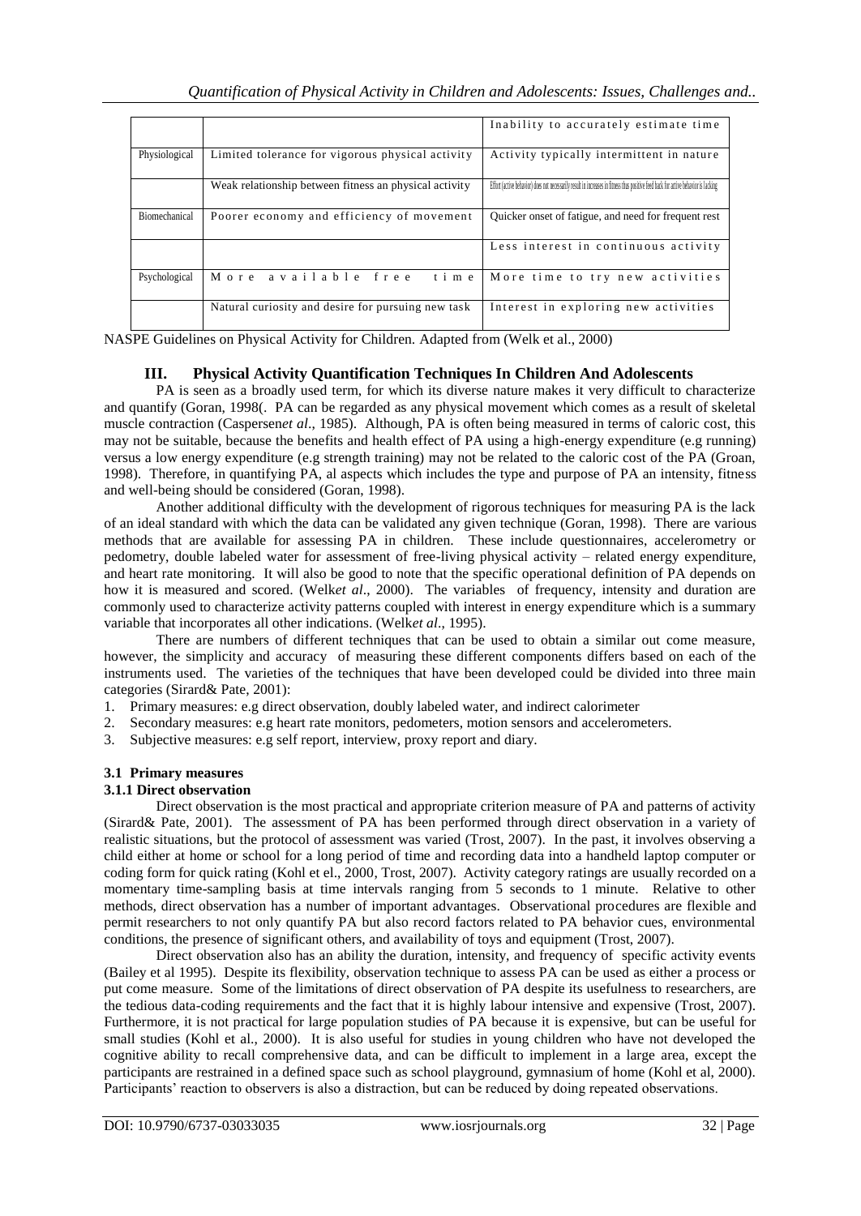| | | |
|---|---|---|
| | | Inability to accurately estimate time |
| Physiological | Limited tolerance for vigorous physical activity | Activity typically intermittent in nature |
| | Weak relationship between fitness an physical activity | Effort (active behavior) does not necessarily result in increases in fitness thus positive feed back for active behavior is lacking |
| Biomechanical | Poorer economy and efficiency of movement | Quicker onset of fatigue, and need for frequent rest |
| | | Less interest in continuous activity |
| Psychological | More available free time | More time to try new activities |
| | Natural curiosity and desire for pursuing new task | Interest in exploring new activities |

NASPE Guidelines on Physical Activity for Children. Adapted from (Welk et al., 2000)

## III. Physical Activity Quantification Techniques In Children And Adolescents

PA is seen as a broadly used term, for which its diverse nature makes it very difficult to characterize and quantify (Goran, 1998(. PA can be regarded as any physical movement which comes as a result of skeletal muscle contraction (Caspersen*et al*., 1985). Although, PA is often being measured in terms of caloric cost, this may not be suitable, because the benefits and health effect of PA using a high-energy expenditure (e.g running) versus a low energy expenditure (e.g strength training) may not be related to the caloric cost of the PA (Groan, 1998). Therefore, in quantifying PA, al aspects which includes the type and purpose of PA an intensity, fitness and well-being should be considered (Goran, 1998).

Another additional difficulty with the development of rigorous techniques for measuring PA is the lack of an ideal standard with which the data can be validated any given technique (Goran, 1998). There are various methods that are available for assessing PA in children. These include questionnaires, accelerometry or pedometry, double labeled water for assessment of free-living physical activity – related energy expenditure, and heart rate monitoring. It will also be good to note that the specific operational definition of PA depends on how it is measured and scored. (Welk*et al*., 2000). The variables of frequency, intensity and duration are commonly used to characterize activity patterns coupled with interest in energy expenditure which is a summary variable that incorporates all other indications. (Welk*et al*., 1995).

There are numbers of different techniques that can be used to obtain a similar out come measure, however, the simplicity and accuracy of measuring these different components differs based on each of the instruments used. The varieties of the techniques that have been developed could be divided into three main categories (Sirard& Pate, 2001):

1. Primary measures: e.g direct observation, doubly labeled water, and indirect calorimeter
2. Secondary measures: e.g heart rate monitors, pedometers, motion sensors and accelerometers.
3. Subjective measures: e.g self report, interview, proxy report and diary.

### 3.1 Primary measures

#### 3.1.1 Direct observation

Direct observation is the most practical and appropriate criterion measure of PA and patterns of activity (Sirard& Pate, 2001). The assessment of PA has been performed through direct observation in a variety of realistic situations, but the protocol of assessment was varied (Trost, 2007). In the past, it involves observing a child either at home or school for a long period of time and recording data into a handheld laptop computer or coding form for quick rating (Kohl et el., 2000, Trost, 2007). Activity category ratings are usually recorded on a momentary time-sampling basis at time intervals ranging from 5 seconds to 1 minute. Relative to other methods, direct observation has a number of important advantages. Observational procedures are flexible and permit researchers to not only quantify PA but also record factors related to PA behavior cues, environmental conditions, the presence of significant others, and availability of toys and equipment (Trost, 2007).

Direct observation also has an ability the duration, intensity, and frequency of specific activity events (Bailey et al 1995). Despite its flexibility, observation technique to assess PA can be used as either a process or put come measure. Some of the limitations of direct observation of PA despite its usefulness to researchers, are the tedious data-coding requirements and the fact that it is highly labour intensive and expensive (Trost, 2007). Furthermore, it is not practical for large population studies of PA because it is expensive, but can be useful for small studies (Kohl et al., 2000). It is also useful for studies in young children who have not developed the cognitive ability to recall comprehensive data, and can be difficult to implement in a large area, except the participants are restrained in a defined space such as school playground, gymnasium of home (Kohl et al, 2000). Participants' reaction to observers is also a distraction, but can be reduced by doing repeated observations.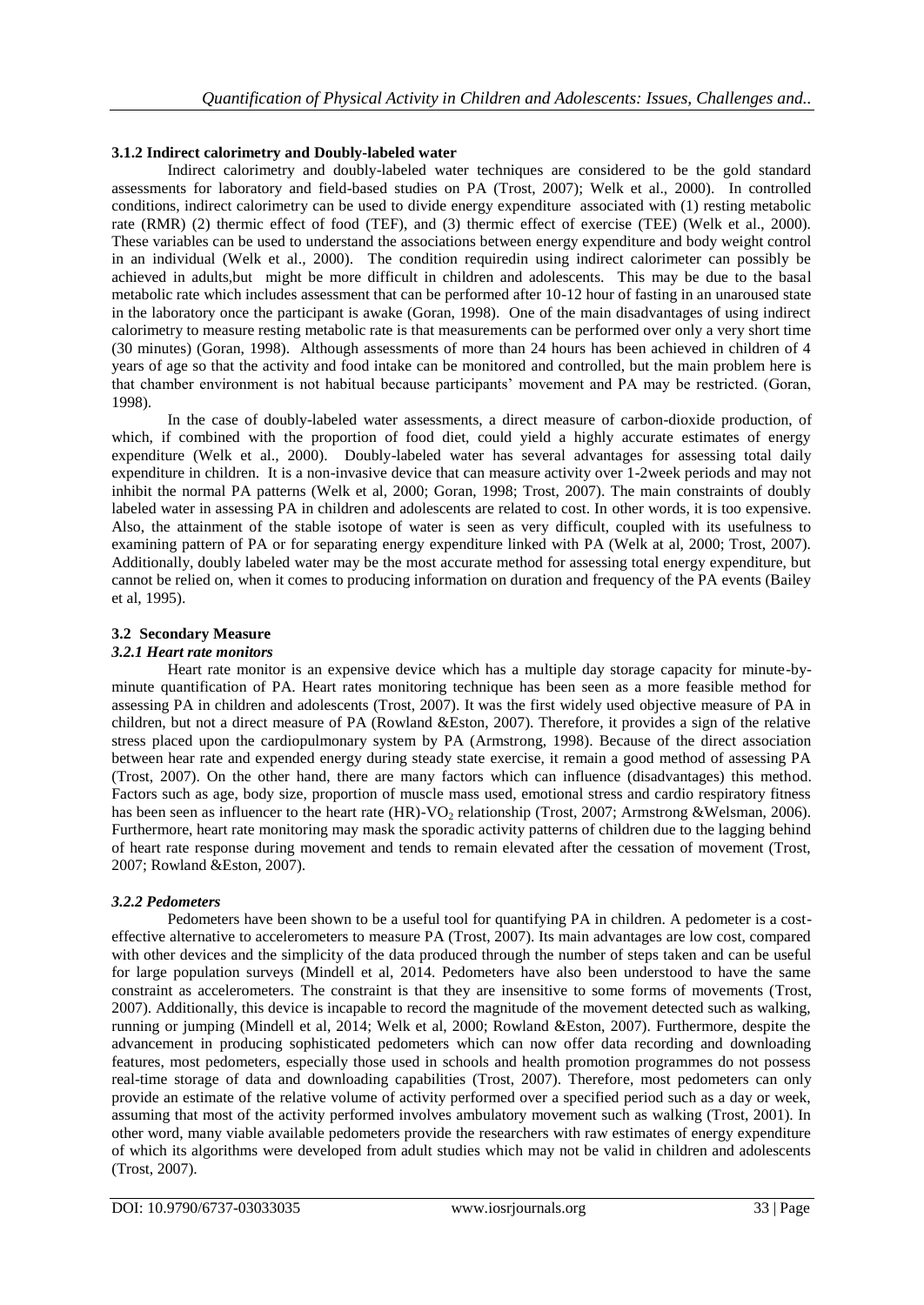### 3.1.2 Indirect calorimetry and Doubly-labeled water

Indirect calorimetry and doubly-labeled water techniques are considered to be the gold standard assessments for laboratory and field-based studies on PA (Trost, 2007); Welk et al., 2000). In controlled conditions, indirect calorimetry can be used to divide energy expenditure associated with (1) resting metabolic rate (RMR) (2) thermic effect of food (TEF), and (3) thermic effect of exercise (TEE) (Welk et al., 2000). These variables can be used to understand the associations between energy expenditure and body weight control in an individual (Welk et al., 2000). The condition requiredin using indirect calorimeter can possibly be achieved in adults,but might be more difficult in children and adolescents. This may be due to the basal metabolic rate which includes assessment that can be performed after 10-12 hour of fasting in an unaroused state in the laboratory once the participant is awake (Goran, 1998). One of the main disadvantages of using indirect calorimetry to measure resting metabolic rate is that measurements can be performed over only a very short time (30 minutes) (Goran, 1998). Although assessments of more than 24 hours has been achieved in children of 4 years of age so that the activity and food intake can be monitored and controlled, but the main problem here is that chamber environment is not habitual because participants' movement and PA may be restricted. (Goran, 1998).

In the case of doubly-labeled water assessments, a direct measure of carbon-dioxide production, of which, if combined with the proportion of food diet, could yield a highly accurate estimates of energy expenditure (Welk et al., 2000). Doubly-labeled water has several advantages for assessing total daily expenditure in children. It is a non-invasive device that can measure activity over 1-2week periods and may not inhibit the normal PA patterns (Welk et al, 2000; Goran, 1998; Trost, 2007). The main constraints of doubly labeled water in assessing PA in children and adolescents are related to cost. In other words, it is too expensive. Also, the attainment of the stable isotope of water is seen as very difficult, coupled with its usefulness to examining pattern of PA or for separating energy expenditure linked with PA (Welk at al, 2000; Trost, 2007). Additionally, doubly labeled water may be the most accurate method for assessing total energy expenditure, but cannot be relied on, when it comes to producing information on duration and frequency of the PA events (Bailey et al, 1995).

## 3.2 Secondary Measure

### *3.2.1 Heart rate monitors*

Heart rate monitor is an expensive device which has a multiple day storage capacity for minute-by-minute quantification of PA. Heart rates monitoring technique has been seen as a more feasible method for assessing PA in children and adolescents (Trost, 2007). It was the first widely used objective measure of PA in children, but not a direct measure of PA (Rowland &Eston, 2007). Therefore, it provides a sign of the relative stress placed upon the cardiopulmonary system by PA (Armstrong, 1998). Because of the direct association between hear rate and expended energy during steady state exercise, it remain a good method of assessing PA (Trost, 2007). On the other hand, there are many factors which can influence (disadvantages) this method. Factors such as age, body size, proportion of muscle mass used, emotional stress and cardio respiratory fitness has been seen as influencer to the heart rate (HR)-$VO_2$ relationship (Trost, 2007; Armstrong &Welsman, 2006). Furthermore, heart rate monitoring may mask the sporadic activity patterns of children due to the lagging behind of heart rate response during movement and tends to remain elevated after the cessation of movement (Trost, 2007; Rowland &Eston, 2007).

### *3.2.2 Pedometers*

Pedometers have been shown to be a useful tool for quantifying PA in children. A pedometer is a cost-effective alternative to accelerometers to measure PA (Trost, 2007). Its main advantages are low cost, compared with other devices and the simplicity of the data produced through the number of steps taken and can be useful for large population surveys (Mindell et al, 2014. Pedometers have also been understood to have the same constraint as accelerometers. The constraint is that they are insensitive to some forms of movements (Trost, 2007). Additionally, this device is incapable to record the magnitude of the movement detected such as walking, running or jumping (Mindell et al, 2014; Welk et al, 2000; Rowland &Eston, 2007). Furthermore, despite the advancement in producing sophisticated pedometers which can now offer data recording and downloading features, most pedometers, especially those used in schools and health promotion programmes do not possess real-time storage of data and downloading capabilities (Trost, 2007). Therefore, most pedometers can only provide an estimate of the relative volume of activity performed over a specified period such as a day or week, assuming that most of the activity performed involves ambulatory movement such as walking (Trost, 2001). In other word, many viable available pedometers provide the researchers with raw estimates of energy expenditure of which its algorithms were developed from adult studies which may not be valid in children and adolescents (Trost, 2007).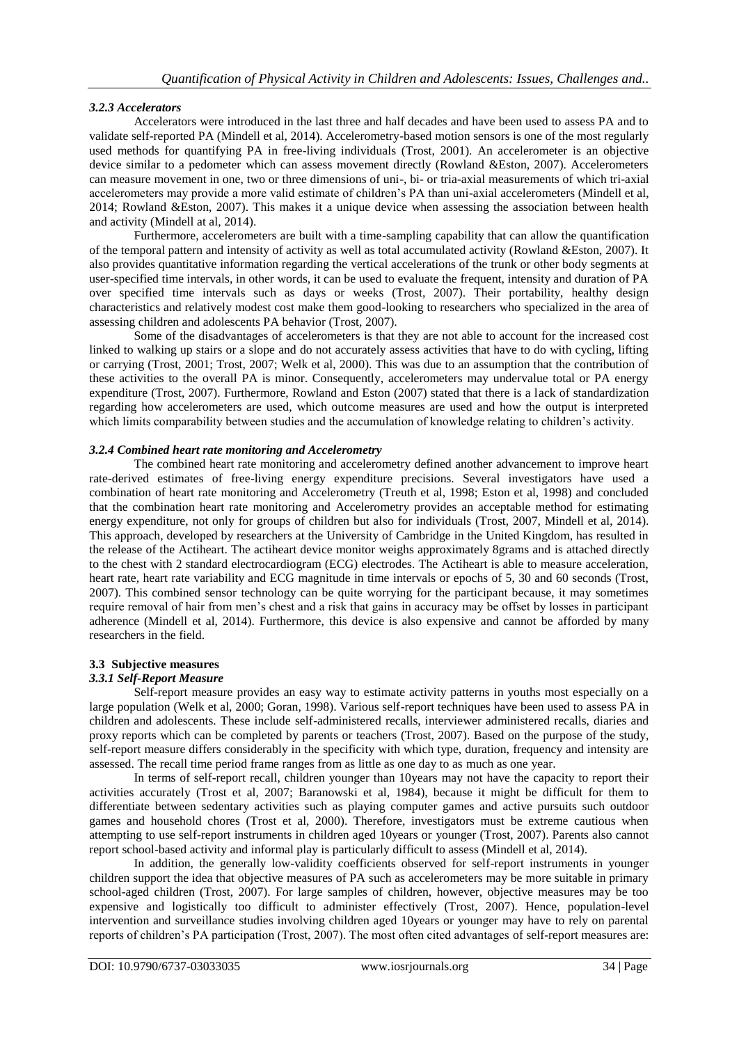### *3.2.3 Accelerators*

Accelerators were introduced in the last three and half decades and have been used to assess PA and to validate self-reported PA (Mindell et al, 2014). Accelerometry-based motion sensors is one of the most regularly used methods for quantifying PA in free-living individuals (Trost, 2001). An accelerometer is an objective device similar to a pedometer which can assess movement directly (Rowland &Eston, 2007). Accelerometers can measure movement in one, two or three dimensions of uni-, bi- or tria-axial measurements of which tri-axial accelerometers may provide a more valid estimate of children's PA than uni-axial accelerometers (Mindell et al, 2014; Rowland &Eston, 2007). This makes it a unique device when assessing the association between health and activity (Mindell at al, 2014).

Furthermore, accelerometers are built with a time-sampling capability that can allow the quantification of the temporal pattern and intensity of activity as well as total accumulated activity (Rowland &Eston, 2007). It also provides quantitative information regarding the vertical accelerations of the trunk or other body segments at user-specified time intervals, in other words, it can be used to evaluate the frequent, intensity and duration of PA over specified time intervals such as days or weeks (Trost, 2007). Their portability, healthy design characteristics and relatively modest cost make them good-looking to researchers who specialized in the area of assessing children and adolescents PA behavior (Trost, 2007).

Some of the disadvantages of accelerometers is that they are not able to account for the increased cost linked to walking up stairs or a slope and do not accurately assess activities that have to do with cycling, lifting or carrying (Trost, 2001; Trost, 2007; Welk et al, 2000). This was due to an assumption that the contribution of these activities to the overall PA is minor. Consequently, accelerometers may undervalue total or PA energy expenditure (Trost, 2007). Furthermore, Rowland and Eston (2007) stated that there is a lack of standardization regarding how accelerometers are used, which outcome measures are used and how the output is interpreted which limits comparability between studies and the accumulation of knowledge relating to children's activity.

### *3.2.4 Combined heart rate monitoring and Accelerometry*

The combined heart rate monitoring and accelerometry defined another advancement to improve heart rate-derived estimates of free-living energy expenditure precisions. Several investigators have used a combination of heart rate monitoring and Accelerometry (Treuth et al, 1998; Eston et al, 1998) and concluded that the combination heart rate monitoring and Accelerometry provides an acceptable method for estimating energy expenditure, not only for groups of children but also for individuals (Trost, 2007, Mindell et al, 2014). This approach, developed by researchers at the University of Cambridge in the United Kingdom, has resulted in the release of the Actiheart. The actiheart device monitor weighs approximately 8grams and is attached directly to the chest with 2 standard electrocardiogram (ECG) electrodes. The Actiheart is able to measure acceleration, heart rate, heart rate variability and ECG magnitude in time intervals or epochs of 5, 30 and 60 seconds (Trost, 2007). This combined sensor technology can be quite worrying for the participant because, it may sometimes require removal of hair from men's chest and a risk that gains in accuracy may be offset by losses in participant adherence (Mindell et al, 2014). Furthermore, this device is also expensive and cannot be afforded by many researchers in the field.

## 3.3 Subjective measures

### *3.3.1 Self-Report Measure*

Self-report measure provides an easy way to estimate activity patterns in youths most especially on a large population (Welk et al, 2000; Goran, 1998). Various self-report techniques have been used to assess PA in children and adolescents. These include self-administered recalls, interviewer administered recalls, diaries and proxy reports which can be completed by parents or teachers (Trost, 2007). Based on the purpose of the study, self-report measure differs considerably in the specificity with which type, duration, frequency and intensity are assessed. The recall time period frame ranges from as little as one day to as much as one year.

In terms of self-report recall, children younger than 10years may not have the capacity to report their activities accurately (Trost et al, 2007; Baranowski et al, 1984), because it might be difficult for them to differentiate between sedentary activities such as playing computer games and active pursuits such outdoor games and household chores (Trost et al, 2000). Therefore, investigators must be extreme cautious when attempting to use self-report instruments in children aged 10years or younger (Trost, 2007). Parents also cannot report school-based activity and informal play is particularly difficult to assess (Mindell et al, 2014).

In addition, the generally low-validity coefficients observed for self-report instruments in younger children support the idea that objective measures of PA such as accelerometers may be more suitable in primary school-aged children (Trost, 2007). For large samples of children, however, objective measures may be too expensive and logistically too difficult to administer effectively (Trost, 2007). Hence, population-level intervention and surveillance studies involving children aged 10years or younger may have to rely on parental reports of children's PA participation (Trost, 2007). The most often cited advantages of self-report measures are: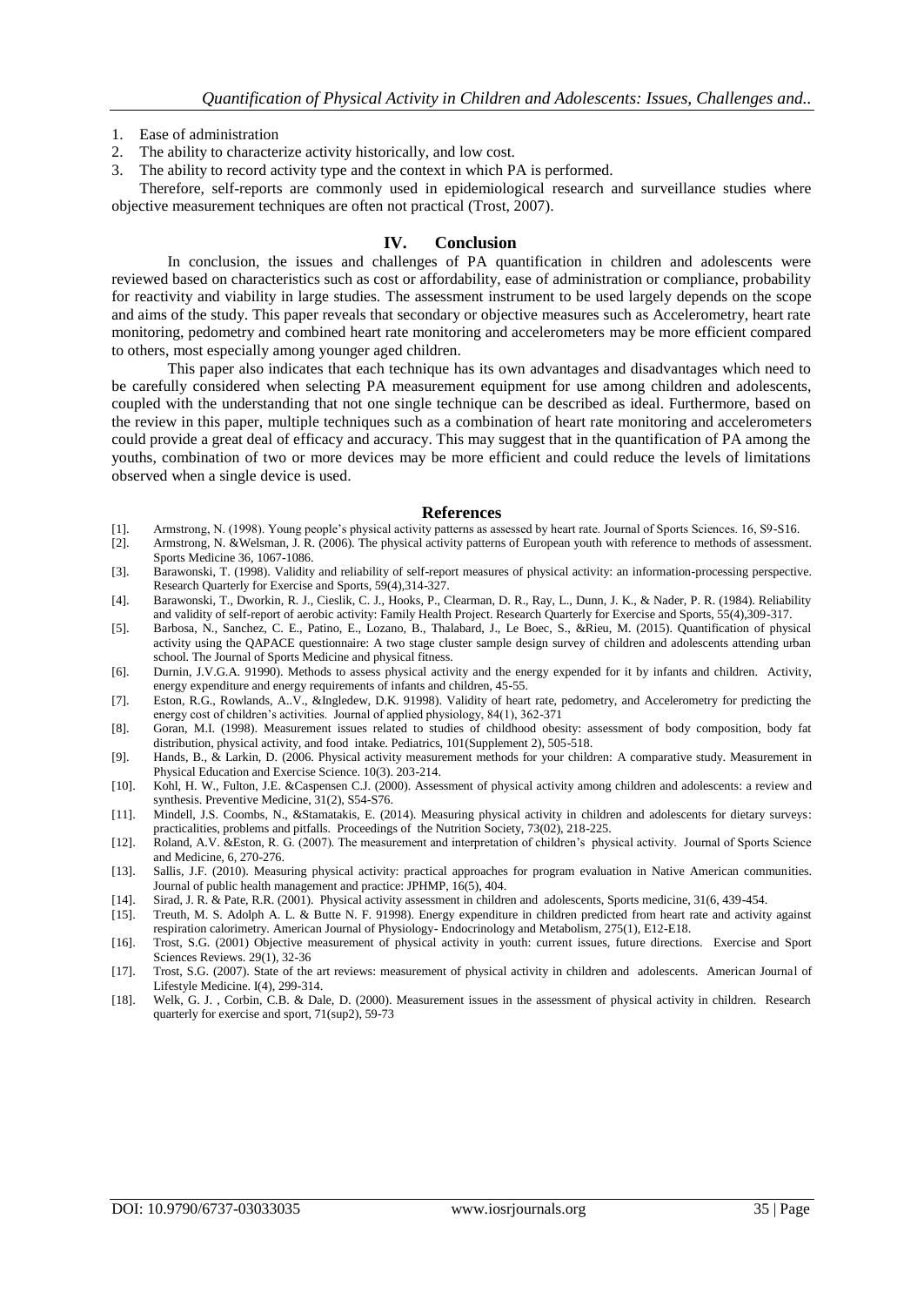1. Ease of administration
2. The ability to characterize activity historically, and low cost.
3. The ability to record activity type and the context in which PA is performed.

Therefore, self-reports are commonly used in epidemiological research and surveillance studies where objective measurement techniques are often not practical (Trost, 2007).

## IV. Conclusion

In conclusion, the issues and challenges of PA quantification in children and adolescents were reviewed based on characteristics such as cost or affordability, ease of administration or compliance, probability for reactivity and viability in large studies. The assessment instrument to be used largely depends on the scope and aims of the study. This paper reveals that secondary or objective measures such as Accelerometry, heart rate monitoring, pedometry and combined heart rate monitoring and accelerometers may be more efficient compared to others, most especially among younger aged children.

This paper also indicates that each technique has its own advantages and disadvantages which need to be carefully considered when selecting PA measurement equipment for use among children and adolescents, coupled with the understanding that not one single technique can be described as ideal. Furthermore, based on the review in this paper, multiple techniques such as a combination of heart rate monitoring and accelerometers could provide a great deal of efficacy and accuracy. This may suggest that in the quantification of PA among the youths, combination of two or more devices may be more efficient and could reduce the levels of limitations observed when a single device is used.

## References

[1]. Armstrong, N. (1998). Young people's physical activity patterns as assessed by heart rate. Journal of Sports Sciences. 16, S9-S16.

[2]. Armstrong, N. &Welsman, J. R. (2006). The physical activity patterns of European youth with reference to methods of assessment. Sports Medicine 36, 1067-1086.

[3]. Barawonski, T. (1998). Validity and reliability of self-report measures of physical activity: an information-processing perspective. Research Quarterly for Exercise and Sports, 59(4),314-327.

[4]. Barawonski, T., Dworkin, R. J., Cieslik, C. J., Hooks, P., Clearman, D. R., Ray, L., Dunn, J. K., & Nader, P. R. (1984). Reliability and validity of self-report of aerobic activity: Family Health Project. Research Quarterly for Exercise and Sports, 55(4),309-317.

[5]. Barbosa, N., Sanchez, C. E., Patino, E., Lozano, B., Thalabard, J., Le Boec, S., &Rieu, M. (2015). Quantification of physical activity using the QAPACE questionnaire: A two stage cluster sample design survey of children and adolescents attending urban school. The Journal of Sports Medicine and physical fitness.

[6]. Durnin, J.V.G.A. 91990). Methods to assess physical activity and the energy expended for it by infants and children. Activity, energy expenditure and energy requirements of infants and children, 45-55.

[7]. Eston, R.G., Rowlands, A..V., &Ingledew, D.K. 91998). Validity of heart rate, pedometry, and Accelerometry for predicting the energy cost of children's activities. Journal of applied physiology, 84(1), 362-371

[8]. Goran, M.I. (1998). Measurement issues related to studies of childhood obesity: assessment of body composition, body fat distribution, physical activity, and food intake. Pediatrics, 101(Supplement 2), 505-518.

[9]. Hands, B., & Larkin, D. (2006. Physical activity measurement methods for your children: A comparative study. Measurement in Physical Education and Exercise Science. 10(3). 203-214.

[10]. Kohl, H. W., Fulton, J.E. &Caspensen C.J. (2000). Assessment of physical activity among children and adolescents: a review and synthesis. Preventive Medicine, 31(2), S54-S76.

[11]. Mindell, J.S. Coombs, N., &Stamatakis, E. (2014). Measuring physical activity in children and adolescents for dietary surveys: practicalities, problems and pitfalls. Proceedings of the Nutrition Society, 73(02), 218-225.

[12]. Roland, A.V. &Eston, R. G. (2007). The measurement and interpretation of children's physical activity. Journal of Sports Science and Medicine, 6, 270-276.

[13]. Sallis, J.F. (2010). Measuring physical activity: practical approaches for program evaluation in Native American communities. Journal of public health management and practice: JPHMP, 16(5), 404.

[14]. Sirad, J. R. & Pate, R.R. (2001). Physical activity assessment in children and adolescents, Sports medicine, 31(6, 439-454.

[15]. Treuth, M. S. Adolph A. L. & Butte N. F. 91998). Energy expenditure in children predicted from heart rate and activity against respiration calorimetry. American Journal of Physiology- Endocrinology and Metabolism, 275(1), E12-E18.

[16]. Trost, S.G. (2001) Objective measurement of physical activity in youth: current issues, future directions. Exercise and Sport Sciences Reviews. 29(1), 32-36

[17]. Trost, S.G. (2007). State of the art reviews: measurement of physical activity in children and adolescents. American Journal of Lifestyle Medicine. I(4), 299-314.

[18]. Welk, G. J. , Corbin, C.B. & Dale, D. (2000). Measurement issues in the assessment of physical activity in children. Research quarterly for exercise and sport, 71(sup2), 59-73